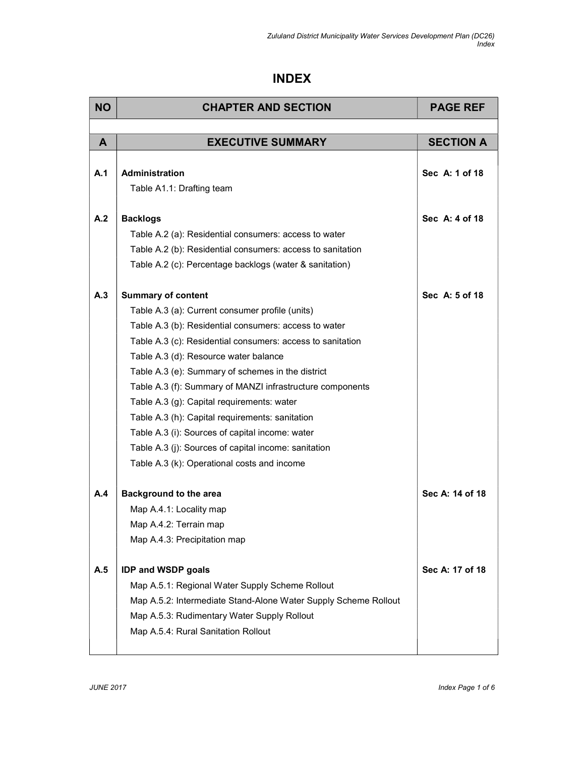# INDEX

| NO | CHAPTER AND SECTION | PAGE REF |
|---|---|---|
| | | |
| **A** | **EXECUTIVE SUMMARY** | **SECTION A** |
| **A.1** | **Administration** | **Sec A: 1 of 18** |
| | Table A1.1: Drafting team | |
| **A.2** | **Backlogs** | **Sec A: 4 of 18** |
| | Table A.2 (a): Residential consumers: access to water | |
| | Table A.2 (b): Residential consumers: access to sanitation | |
| | Table A.2 (c): Percentage backlogs (water & sanitation) | |
| **A.3** | **Summary of content** | **Sec A: 5 of 18** |
| | Table A.3 (a): Current consumer profile (units) | |
| | Table A.3 (b): Residential consumers: access to water | |
| | Table A.3 (c): Residential consumers: access to sanitation | |
| | Table A.3 (d): Resource water balance | |
| | Table A.3 (e): Summary of schemes in the district | |
| | Table A.3 (f): Summary of MANZI infrastructure components | |
| | Table A.3 (g): Capital requirements: water | |
| | Table A.3 (h): Capital requirements: sanitation | |
| | Table A.3 (i): Sources of capital income: water | |
| | Table A.3 (j): Sources of capital income: sanitation | |
| | Table A.3 (k): Operational costs and income | |
| **A.4** | **Background to the area** | **Sec A: 14 of 18** |
| | Map A.4.1: Locality map | |
| | Map A.4.2: Terrain map | |
| | Map A.4.3: Precipitation map | |
| **A.5** | **IDP and WSDP goals** | **Sec A: 17 of 18** |
| | Map A.5.1: Regional Water Supply Scheme Rollout | |
| | Map A.5.2: Intermediate Stand-Alone Water Supply Scheme Rollout | |
| | Map A.5.3: Rudimentary Water Supply Rollout | |
| | Map A.5.4: Rural Sanitation Rollout | |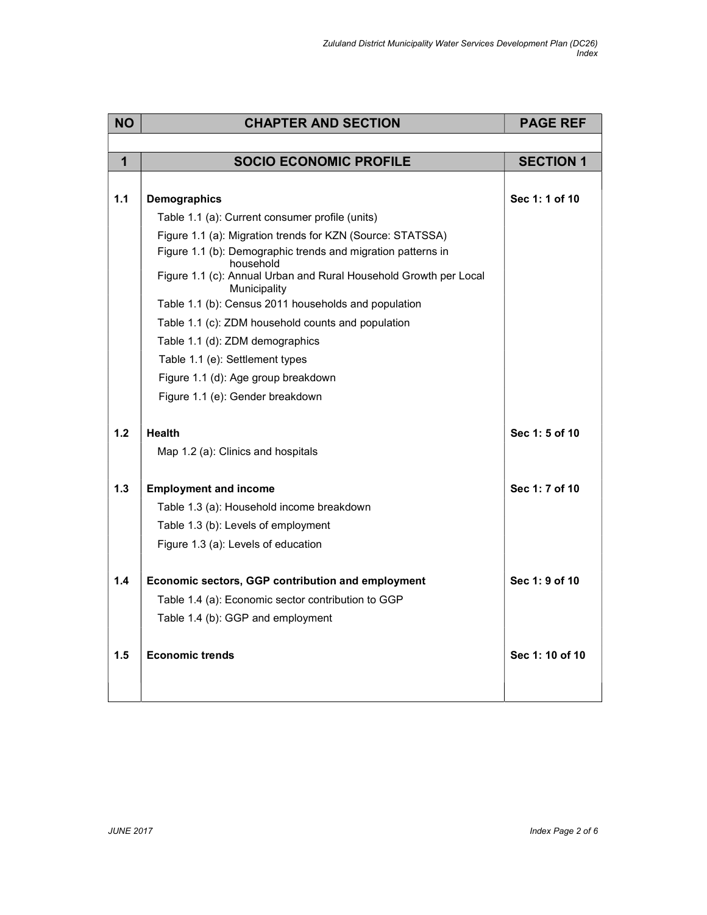| NO | CHAPTER AND SECTION | PAGE REF |
|---|---|---|
| **1** | **SOCIO ECONOMIC PROFILE** | **SECTION 1** |
| **1.1** | **Demographics** | **Sec 1: 1 of 10** |
| | Table 1.1 (a): Current consumer profile (units) | |
| | Figure 1.1 (a): Migration trends for KZN (Source: STATSSA) | |
| | Figure 1.1 (b): Demographic trends and migration patterns in household | |
| | Figure 1.1 (c): Annual Urban and Rural Household Growth per Local Municipality | |
| | Table 1.1 (b): Census 2011 households and population | |
| | Table 1.1 (c): ZDM household counts and population | |
| | Table 1.1 (d): ZDM demographics | |
| | Table 1.1 (e): Settlement types | |
| | Figure 1.1 (d): Age group breakdown | |
| | Figure 1.1 (e): Gender breakdown | |
| **1.2** | **Health** | **Sec 1: 5 of 10** |
| | Map 1.2 (a): Clinics and hospitals | |
| **1.3** | **Employment and income** | **Sec 1: 7 of 10** |
| | Table 1.3 (a): Household income breakdown | |
| | Table 1.3 (b): Levels of employment | |
| | Figure 1.3 (a): Levels of education | |
| **1.4** | **Economic sectors, GGP contribution and employment** | **Sec 1: 9 of 10** |
| | Table 1.4 (a): Economic sector contribution to GGP | |
| | Table 1.4 (b): GGP and employment | |
| **1.5** | **Economic trends** | **Sec 1: 10 of 10** |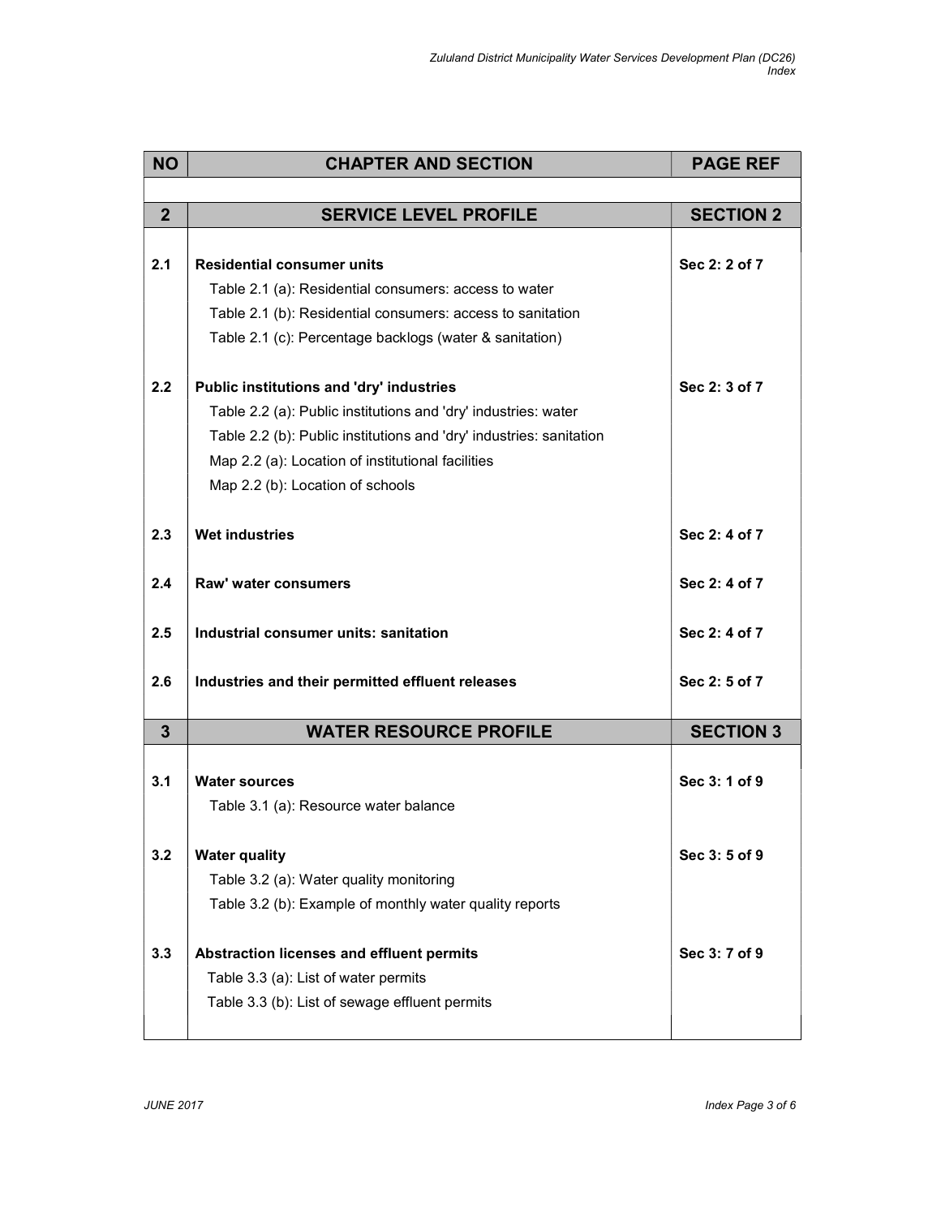| NO | CHAPTER AND SECTION | PAGE REF |
|---|---|---|
| | | |
| **2** | **SERVICE LEVEL PROFILE** | **SECTION 2** |
| **2.1** | **Residential consumer units**<br>Table 2.1 (a): Residential consumers: access to water<br>Table 2.1 (b): Residential consumers: access to sanitation<br>Table 2.1 (c): Percentage backlogs (water & sanitation) | **Sec 2: 2 of 7** |
| **2.2** | **Public institutions and 'dry' industries**<br>Table 2.2 (a): Public institutions and 'dry' industries: water<br>Table 2.2 (b): Public institutions and 'dry' industries: sanitation<br>Map 2.2 (a): Location of institutional facilities<br>Map 2.2 (b): Location of schools | **Sec 2: 3 of 7** |
| **2.3** | **Wet industries** | **Sec 2: 4 of 7** |
| **2.4** | **Raw' water consumers** | **Sec 2: 4 of 7** |
| **2.5** | **Industrial consumer units: sanitation** | **Sec 2: 4 of 7** |
| **2.6** | **Industries and their permitted effluent releases** | **Sec 2: 5 of 7** |
| **3** | **WATER RESOURCE PROFILE** | **SECTION 3** |
| **3.1** | **Water sources**<br>Table 3.1 (a): Resource water balance | **Sec 3: 1 of 9** |
| **3.2** | **Water quality**<br>Table 3.2 (a): Water quality monitoring<br>Table 3.2 (b): Example of monthly water quality reports | **Sec 3: 5 of 9** |
| **3.3** | **Abstraction licenses and effluent permits**<br>Table 3.3 (a): List of water permits<br>Table 3.3 (b): List of sewage effluent permits | **Sec 3: 7 of 9** |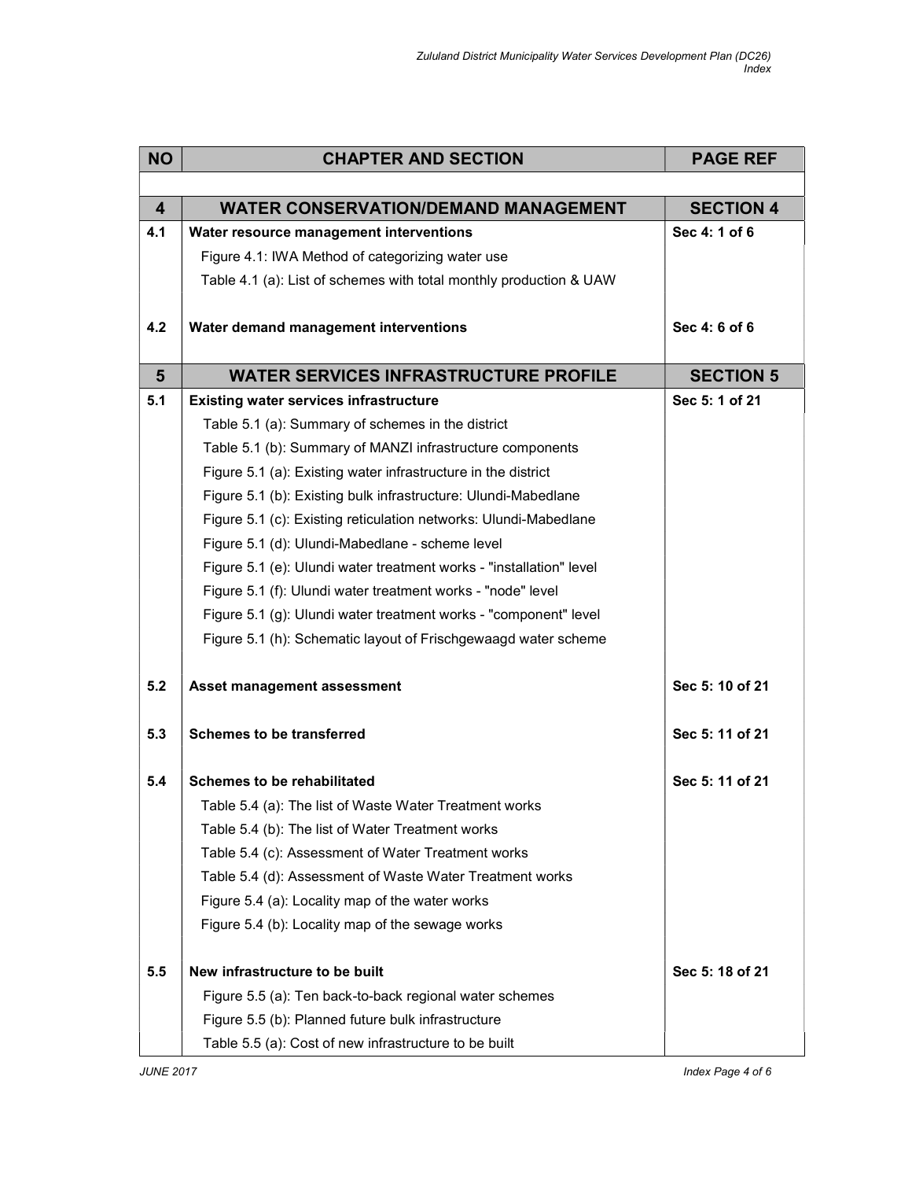| NO | CHAPTER AND SECTION | PAGE REF |
|---|---|---|
| | | |
| **4** | **WATER CONSERVATION/DEMAND MANAGEMENT** | **SECTION 4** |
| **4.1** | **Water resource management interventions** | **Sec 4: 1 of 6** |
| | Figure 4.1: IWA Method of categorizing water use | |
| | Table 4.1 (a): List of schemes with total monthly production & UAW | |
| **4.2** | **Water demand management interventions** | **Sec 4: 6 of 6** |
| **5** | **WATER SERVICES INFRASTRUCTURE PROFILE** | **SECTION 5** |
| **5.1** | **Existing water services infrastructure** | **Sec 5: 1 of 21** |
| | Table 5.1 (a): Summary of schemes in the district | |
| | Table 5.1 (b): Summary of MANZI infrastructure components | |
| | Figure 5.1 (a): Existing water infrastructure in the district | |
| | Figure 5.1 (b): Existing bulk infrastructure: Ulundi-Mabedlane | |
| | Figure 5.1 (c): Existing reticulation networks: Ulundi-Mabedlane | |
| | Figure 5.1 (d): Ulundi-Mabedlane - scheme level | |
| | Figure 5.1 (e): Ulundi water treatment works - "installation" level | |
| | Figure 5.1 (f): Ulundi water treatment works - "node" level | |
| | Figure 5.1 (g): Ulundi water treatment works - "component" level | |
| | Figure 5.1 (h): Schematic layout of Frischgewaagd water scheme | |
| **5.2** | **Asset management assessment** | **Sec 5: 10 of 21** |
| **5.3** | **Schemes to be transferred** | **Sec 5: 11 of 21** |
| **5.4** | **Schemes to be rehabilitated** | **Sec 5: 11 of 21** |
| | Table 5.4 (a): The list of Waste Water Treatment works | |
| | Table 5.4 (b): The list of Water Treatment works | |
| | Table 5.4 (c): Assessment of Water Treatment works | |
| | Table 5.4 (d): Assessment of Waste Water Treatment works | |
| | Figure 5.4 (a): Locality map of the water works | |
| | Figure 5.4 (b): Locality map of the sewage works | |
| **5.5** | **New infrastructure to be built** | **Sec 5: 18 of 21** |
| | Figure 5.5 (a): Ten back-to-back regional water schemes | |
| | Figure 5.5 (b): Planned future bulk infrastructure | |
| | Table 5.5 (a): Cost of new infrastructure to be built | |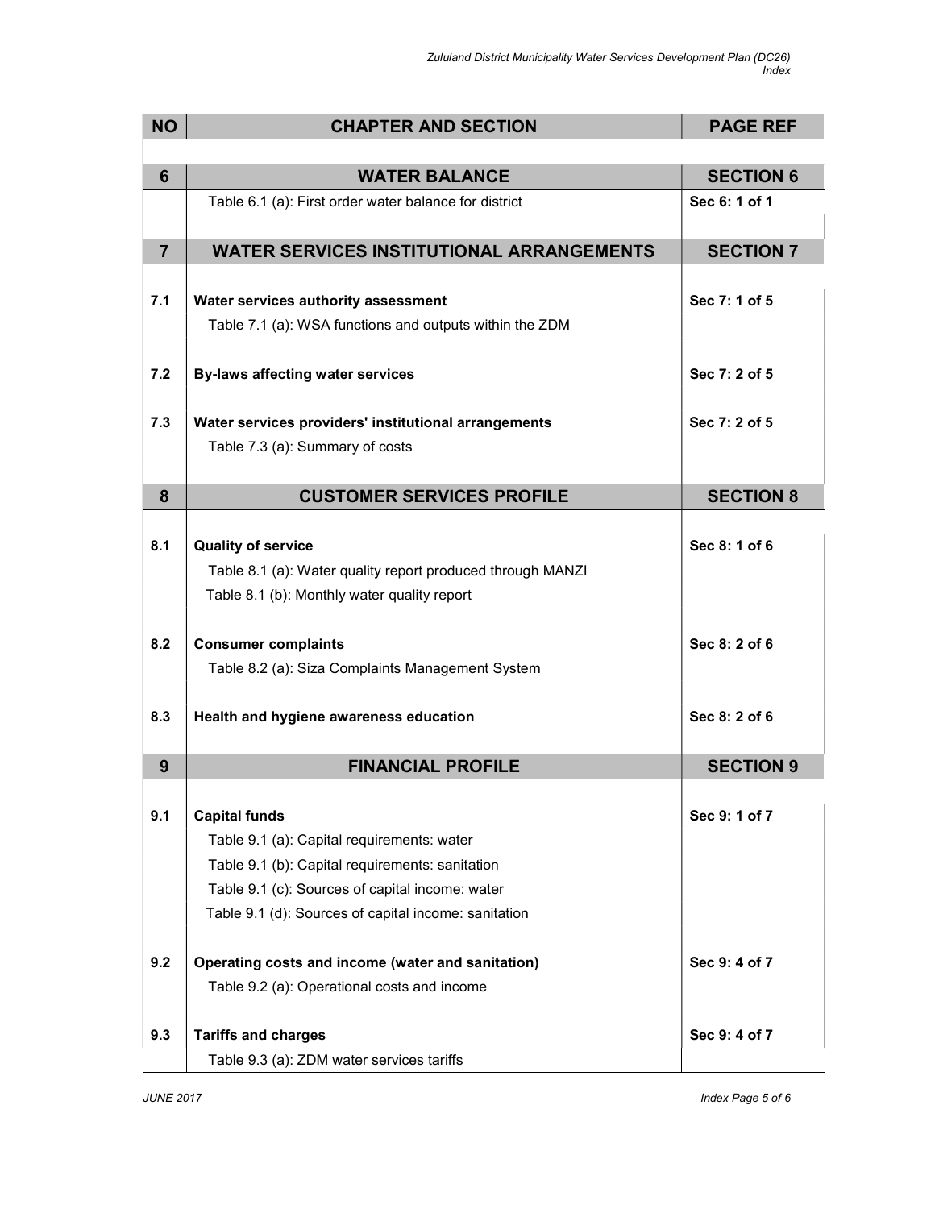| NO | CHAPTER AND SECTION | PAGE REF |
|---|---|---|
| | | |
| **6** | **WATER BALANCE** | **SECTION 6** |
| | Table 6.1 (a): First order water balance for district | **Sec 6: 1 of 1** |
| **7** | **WATER SERVICES INSTITUTIONAL ARRANGEMENTS** | **SECTION 7** |
| **7.1** | **Water services authority assessment** | **Sec 7: 1 of 5** |
| | Table 7.1 (a): WSA functions and outputs within the ZDM | |
| **7.2** | **By-laws affecting water services** | **Sec 7: 2 of 5** |
| **7.3** | **Water services providers' institutional arrangements** | **Sec 7: 2 of 5** |
| | Table 7.3 (a): Summary of costs | |
| **8** | **CUSTOMER SERVICES PROFILE** | **SECTION 8** |
| **8.1** | **Quality of service** | **Sec 8: 1 of 6** |
| | Table 8.1 (a): Water quality report produced through MANZI | |
| | Table 8.1 (b): Monthly water quality report | |
| **8.2** | **Consumer complaints** | **Sec 8: 2 of 6** |
| | Table 8.2 (a): Siza Complaints Management System | |
| **8.3** | **Health and hygiene awareness education** | **Sec 8: 2 of 6** |
| **9** | **FINANCIAL PROFILE** | **SECTION 9** |
| **9.1** | **Capital funds** | **Sec 9: 1 of 7** |
| | Table 9.1 (a): Capital requirements: water | |
| | Table 9.1 (b): Capital requirements: sanitation | |
| | Table 9.1 (c): Sources of capital income: water | |
| | Table 9.1 (d): Sources of capital income: sanitation | |
| **9.2** | **Operating costs and income (water and sanitation)** | **Sec 9: 4 of 7** |
| | Table 9.2 (a): Operational costs and income | |
| **9.3** | **Tariffs and charges** | **Sec 9: 4 of 7** |
| | Table 9.3 (a): ZDM water services tariffs | |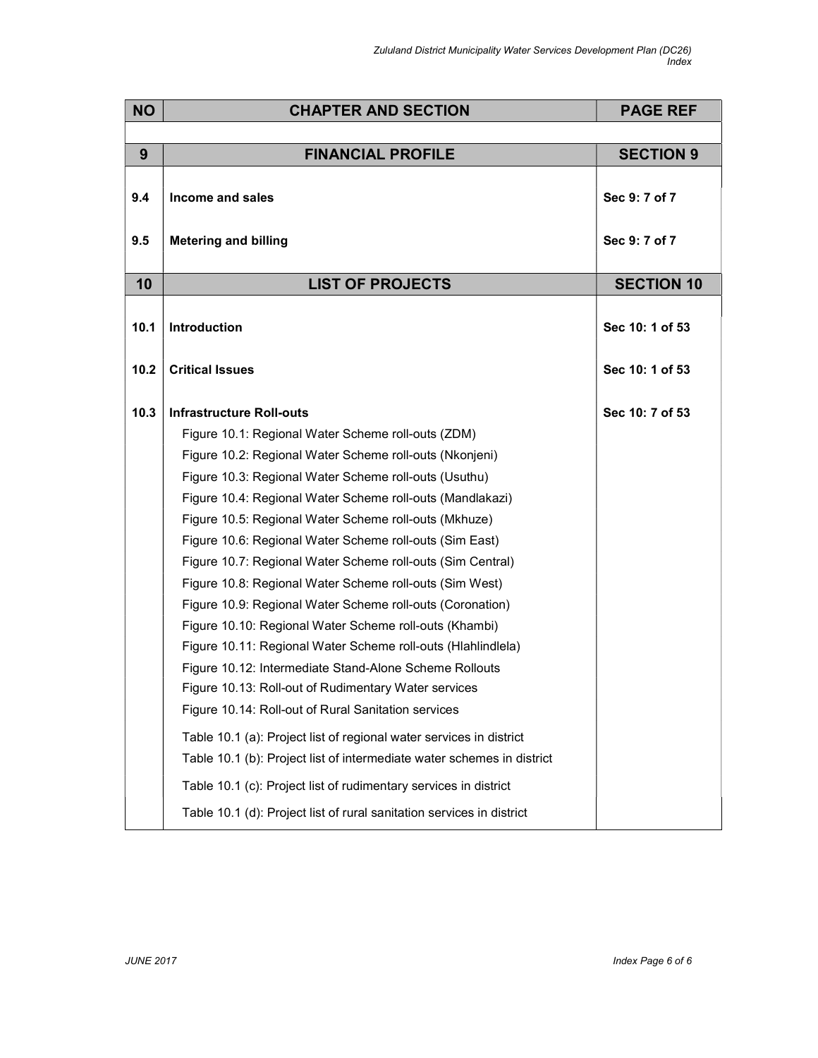| NO | CHAPTER AND SECTION | PAGE REF |
|---|---|---|
| | | |
| **9** | **FINANCIAL PROFILE** | **SECTION 9** |
| **9.4** | **Income and sales** | **Sec 9: 7 of 7** |
| **9.5** | **Metering and billing** | **Sec 9: 7 of 7** |
| **10** | **LIST OF PROJECTS** | **SECTION 10** |
| **10.1** | **Introduction** | **Sec 10: 1 of 53** |
| **10.2** | **Critical Issues** | **Sec 10: 1 of 53** |
| **10.3** | **Infrastructure Roll-outs** | **Sec 10: 7 of 53** |
| | Figure 10.1: Regional Water Scheme roll-outs (ZDM) | |
| | Figure 10.2: Regional Water Scheme roll-outs (Nkonjeni) | |
| | Figure 10.3: Regional Water Scheme roll-outs (Usuthu) | |
| | Figure 10.4: Regional Water Scheme roll-outs (Mandlakazi) | |
| | Figure 10.5: Regional Water Scheme roll-outs (Mkhuze) | |
| | Figure 10.6: Regional Water Scheme roll-outs (Sim East) | |
| | Figure 10.7: Regional Water Scheme roll-outs (Sim Central) | |
| | Figure 10.8: Regional Water Scheme roll-outs (Sim West) | |
| | Figure 10.9: Regional Water Scheme roll-outs (Coronation) | |
| | Figure 10.10: Regional Water Scheme roll-outs (Khambi) | |
| | Figure 10.11: Regional Water Scheme roll-outs (Hlahlindlela) | |
| | Figure 10.12: Intermediate Stand-Alone Scheme Rollouts | |
| | Figure 10.13: Roll-out of Rudimentary Water services | |
| | Figure 10.14: Roll-out of Rural Sanitation services | |
| | Table 10.1 (a): Project list of regional water services in district | |
| | Table 10.1 (b): Project list of intermediate water schemes in district | |
| | Table 10.1 (c): Project list of rudimentary services in district | |
| | Table 10.1 (d): Project list of rural sanitation services in district | |